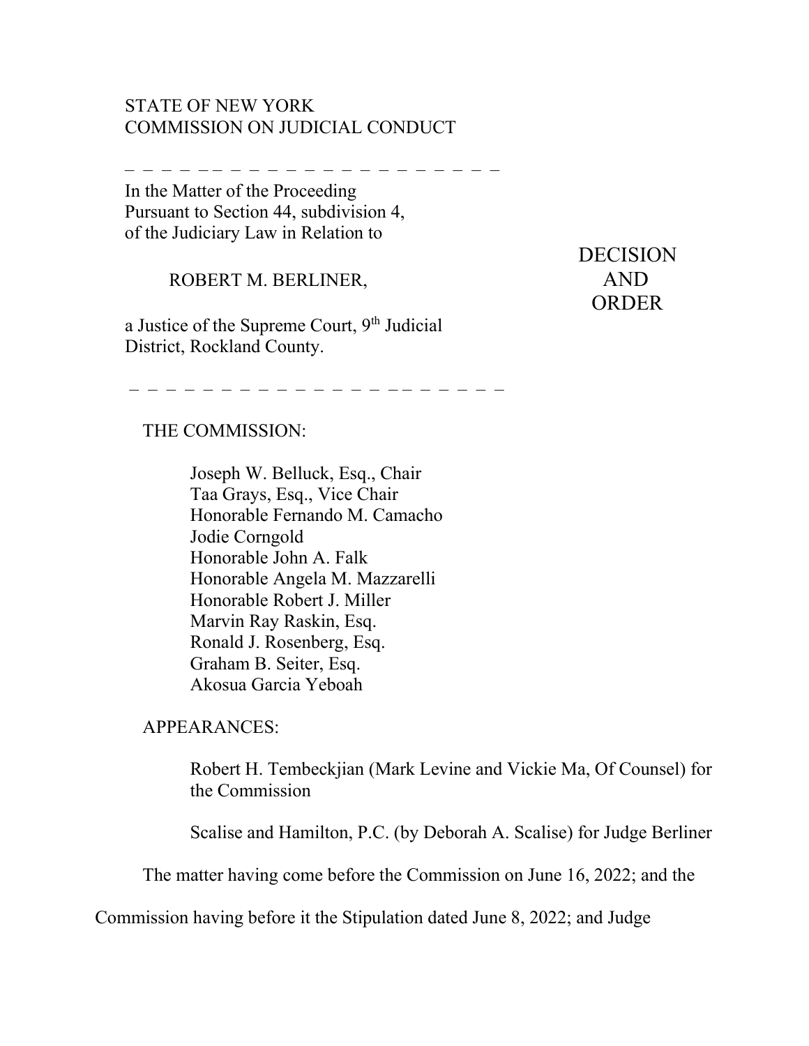STATE OF NEW YORK
COMMISSION ON JUDICIAL CONDUCT

---

In the Matter of the Proceeding
Pursuant to Section 44, subdivision 4,
of the Judiciary Law in Relation to

ROBERT M. BERLINER,

a Justice of the Supreme Court, 9th Judicial District, Rockland County.

**DECISION AND ORDER**

---

THE COMMISSION:

Joseph W. Belluck, Esq., Chair
Taa Grays, Esq., Vice Chair
Honorable Fernando M. Camacho
Jodie Corngold
Honorable John A. Falk
Honorable Angela M. Mazzarelli
Honorable Robert J. Miller
Marvin Ray Raskin, Esq.
Ronald J. Rosenberg, Esq.
Graham B. Seiter, Esq.
Akosua Garcia Yeboah

APPEARANCES:

Robert H. Tembeckjian (Mark Levine and Vickie Ma, Of Counsel) for the Commission

Scalise and Hamilton, P.C. (by Deborah A. Scalise) for Judge Berliner

The matter having come before the Commission on June 16, 2022; and the Commission having before it the Stipulation dated June 8, 2022; and Judge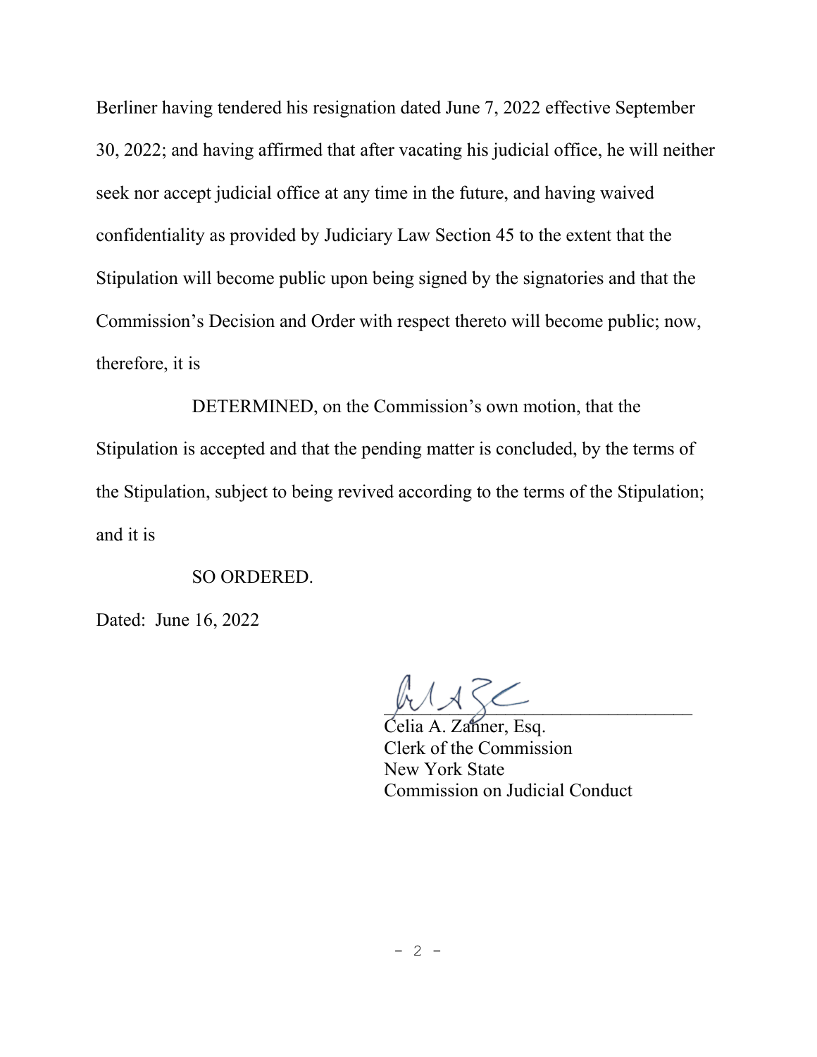Berliner having tendered his resignation dated June 7, 2022 effective September 30, 2022; and having affirmed that after vacating his judicial office, he will neither seek nor accept judicial office at any time in the future, and having waived confidentiality as provided by Judiciary Law Section 45 to the extent that the Stipulation will become public upon being signed by the signatories and that the Commission's Decision and Order with respect thereto will become public; now, therefore, it is

DETERMINED, on the Commission's own motion, that the Stipulation is accepted and that the pending matter is concluded, by the terms of the Stipulation, subject to being revived according to the terms of the Stipulation; and it is

SO ORDERED.

Dated: June 16, 2022

Celia A. Zahner, Esq.
Clerk of the Commission
New York State
Commission on Judicial Conduct